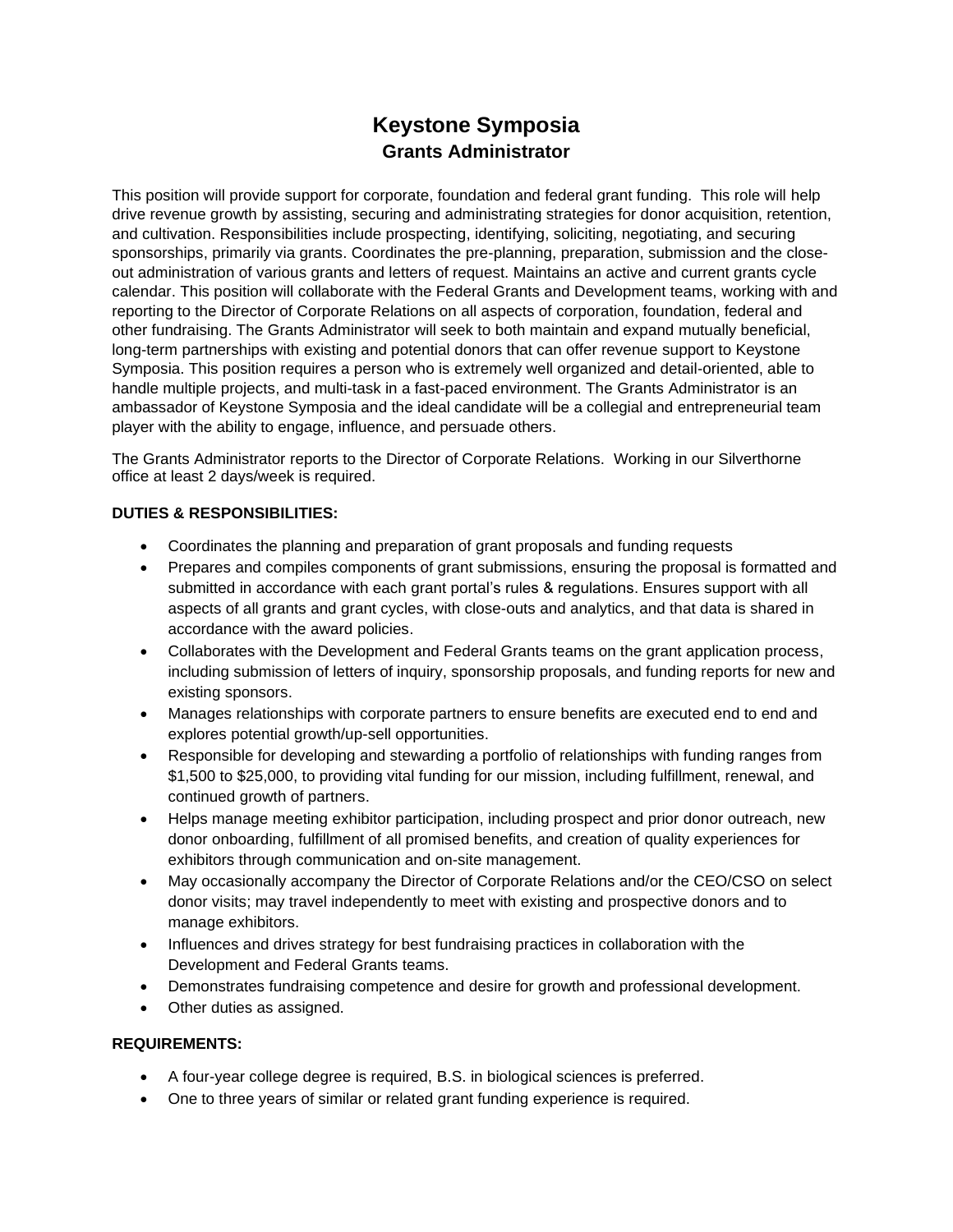# Keystone Symposia

## Grants Administrator

This position will provide support for corporate, foundation and federal grant funding. This role will help drive revenue growth by assisting, securing and administrating strategies for donor acquisition, retention, and cultivation. Responsibilities include prospecting, identifying, soliciting, negotiating, and securing sponsorships, primarily via grants. Coordinates the pre-planning, preparation, submission and the close-out administration of various grants and letters of request. Maintains an active and current grants cycle calendar. This position will collaborate with the Federal Grants and Development teams, working with and reporting to the Director of Corporate Relations on all aspects of corporation, foundation, federal and other fundraising. The Grants Administrator will seek to both maintain and expand mutually beneficial, long-term partnerships with existing and potential donors that can offer revenue support to Keystone Symposia. This position requires a person who is extremely well organized and detail-oriented, able to handle multiple projects, and multi-task in a fast-paced environment. The Grants Administrator is an ambassador of Keystone Symposia and the ideal candidate will be a collegial and entrepreneurial team player with the ability to engage, influence, and persuade others.

The Grants Administrator reports to the Director of Corporate Relations. Working in our Silverthorne office at least 2 days/week is required.

**DUTIES & RESPONSIBILITIES:**

- Coordinates the planning and preparation of grant proposals and funding requests
- Prepares and compiles components of grant submissions, ensuring the proposal is formatted and submitted in accordance with each grant portal's rules & regulations. Ensures support with all aspects of all grants and grant cycles, with close-outs and analytics, and that data is shared in accordance with the award policies.
- Collaborates with the Development and Federal Grants teams on the grant application process, including submission of letters of inquiry, sponsorship proposals, and funding reports for new and existing sponsors.
- Manages relationships with corporate partners to ensure benefits are executed end to end and explores potential growth/up-sell opportunities.
- Responsible for developing and stewarding a portfolio of relationships with funding ranges from $1,500 to $25,000, to providing vital funding for our mission, including fulfillment, renewal, and continued growth of partners.
- Helps manage meeting exhibitor participation, including prospect and prior donor outreach, new donor onboarding, fulfillment of all promised benefits, and creation of quality experiences for exhibitors through communication and on-site management.
- May occasionally accompany the Director of Corporate Relations and/or the CEO/CSO on select donor visits; may travel independently to meet with existing and prospective donors and to manage exhibitors.
- Influences and drives strategy for best fundraising practices in collaboration with the Development and Federal Grants teams.
- Demonstrates fundraising competence and desire for growth and professional development.
- Other duties as assigned.

**REQUIREMENTS:**

- A four-year college degree is required, B.S. in biological sciences is preferred.
- One to three years of similar or related grant funding experience is required.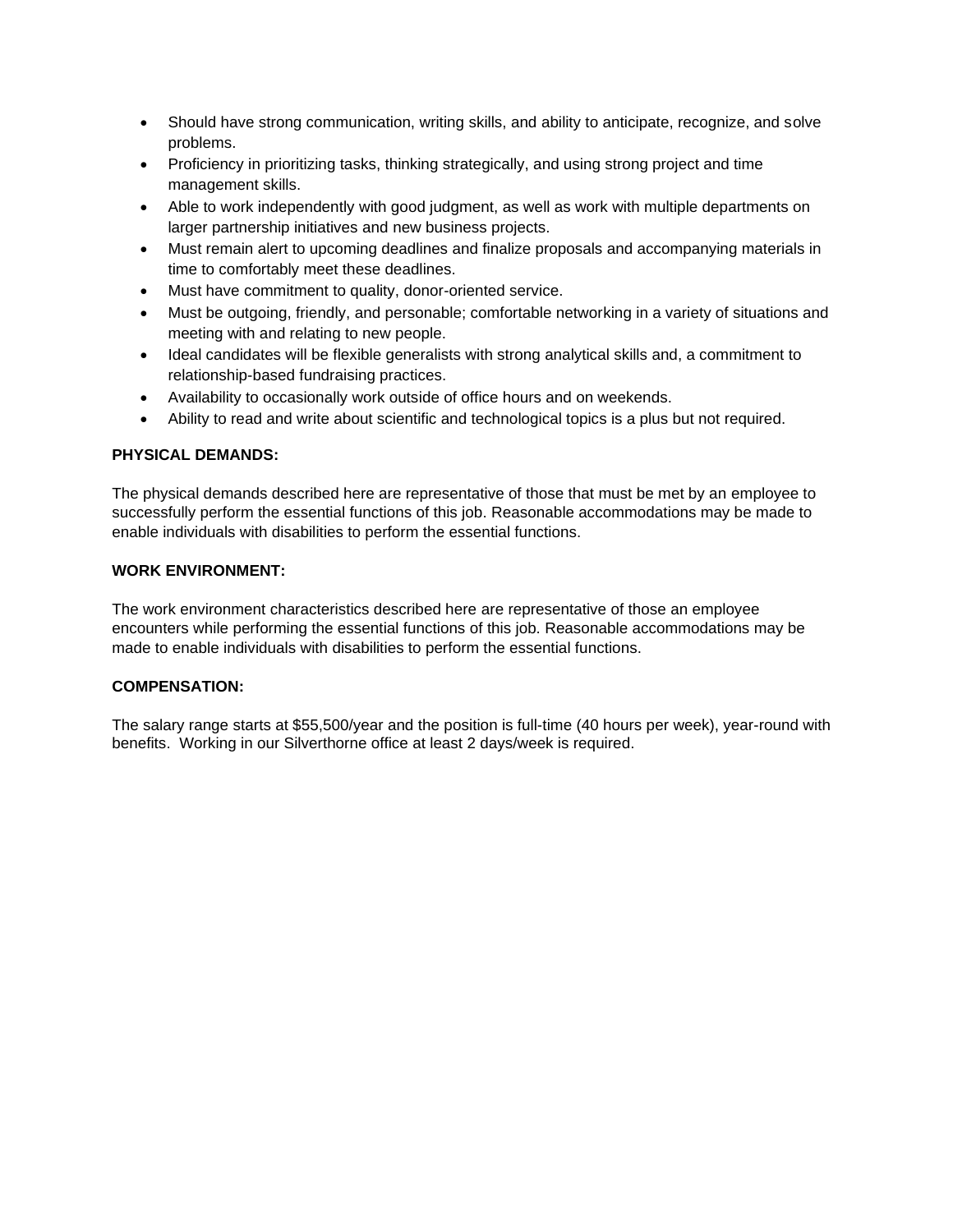- Should have strong communication, writing skills, and ability to anticipate, recognize, and solve problems.
- Proficiency in prioritizing tasks, thinking strategically, and using strong project and time management skills.
- Able to work independently with good judgment, as well as work with multiple departments on larger partnership initiatives and new business projects.
- Must remain alert to upcoming deadlines and finalize proposals and accompanying materials in time to comfortably meet these deadlines.
- Must have commitment to quality, donor-oriented service.
- Must be outgoing, friendly, and personable; comfortable networking in a variety of situations and meeting with and relating to new people.
- Ideal candidates will be flexible generalists with strong analytical skills and, a commitment to relationship-based fundraising practices.
- Availability to occasionally work outside of office hours and on weekends.
- Ability to read and write about scientific and technological topics is a plus but not required.

**PHYSICAL DEMANDS:**

The physical demands described here are representative of those that must be met by an employee to successfully perform the essential functions of this job. Reasonable accommodations may be made to enable individuals with disabilities to perform the essential functions.

**WORK ENVIRONMENT:**

The work environment characteristics described here are representative of those an employee encounters while performing the essential functions of this job. Reasonable accommodations may be made to enable individuals with disabilities to perform the essential functions.

**COMPENSATION:**

The salary range starts at $55,500/year and the position is full-time (40 hours per week), year-round with benefits. Working in our Silverthorne office at least 2 days/week is required.